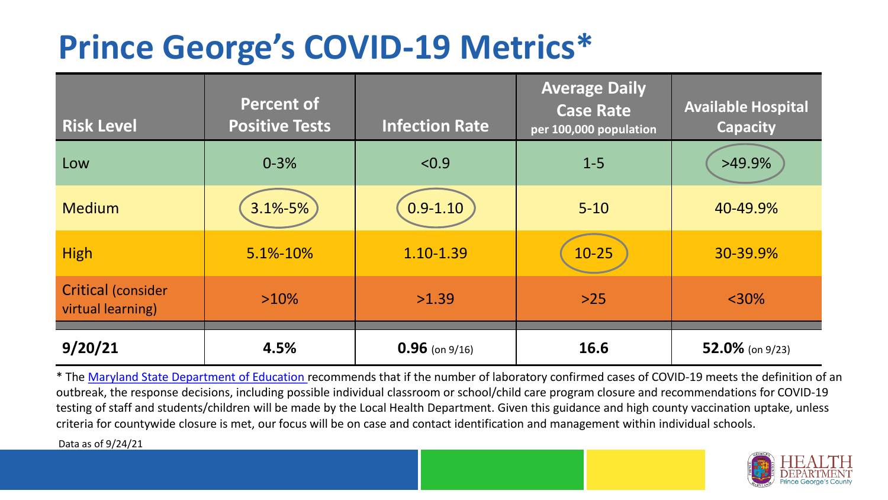# Prince George's COVID-19 Metrics*

| Risk Level | Percent of Positive Tests | Infection Rate | Average Daily Case Rate per 100,000 population | Available Hospital Capacity |
|---|---|---|---|---|
| Low | 0-3% | <0.9 | 1-5 | >49.9% |
| Medium | 3.1%-5% | 0.9-1.10 | 5-10 | 40-49.9% |
| High | 5.1%-10% | 1.10-1.39 | 10-25 | 30-39.9% |
| Critical (consider virtual learning) | >10% | >1.39 | >25 | <30% |
| **9/20/21** | **4.5%** | **0.96** (on 9/16) | **16.6** | **52.0%** (on 9/23) |

* The Maryland State Department of Education recommends that if the number of laboratory confirmed cases of COVID-19 meets the definition of an outbreak, the response decisions, including possible individual classroom or school/child care program closure and recommendations for COVID-19 testing of staff and students/children will be made by the Local Health Department. Given this guidance and high county vaccination uptake, unless criteria for countywide closure is met, our focus will be on case and contact identification and management within individual schools.

Data as of 9/24/21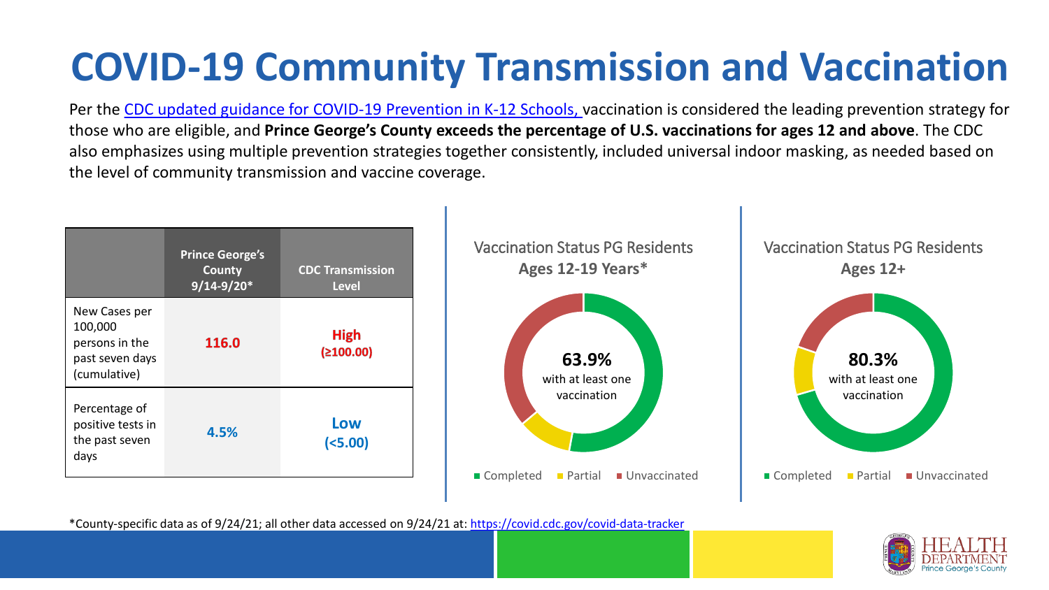# COVID-19 Community Transmission and Vaccination

Per the [CDC updated guidance for COVID-19 Prevention in K-12 Schools,](#) vaccination is considered the leading prevention strategy for those who are eligible, and **Prince George's County exceeds the percentage of U.S. vaccinations for ages 12 and above**. The CDC also emphasizes using multiple prevention strategies together consistently, included universal indoor masking, as needed based on the level of community transmission and vaccine coverage.

| | Prince George's County 9/14-9/20* | CDC Transmission Level |
|---|---|---|
| New Cases per 100,000 persons in the past seven days (cumulative) | 116.0 | High (≥100.00) |
| Percentage of positive tests in the past seven days | 4.5% | Low (<5.00) |

**Vaccination Status PG Residents Ages 12-19 Years***

63.9% with at least one vaccination

Completed | Partial | Unvaccinated

**Vaccination Status PG Residents Ages 12+**

80.3% with at least one vaccination

Completed | Partial | Unvaccinated

*County-specific data as of 9/24/21; all other data accessed on 9/24/21 at: https://covid.cdc.gov/covid-data-tracker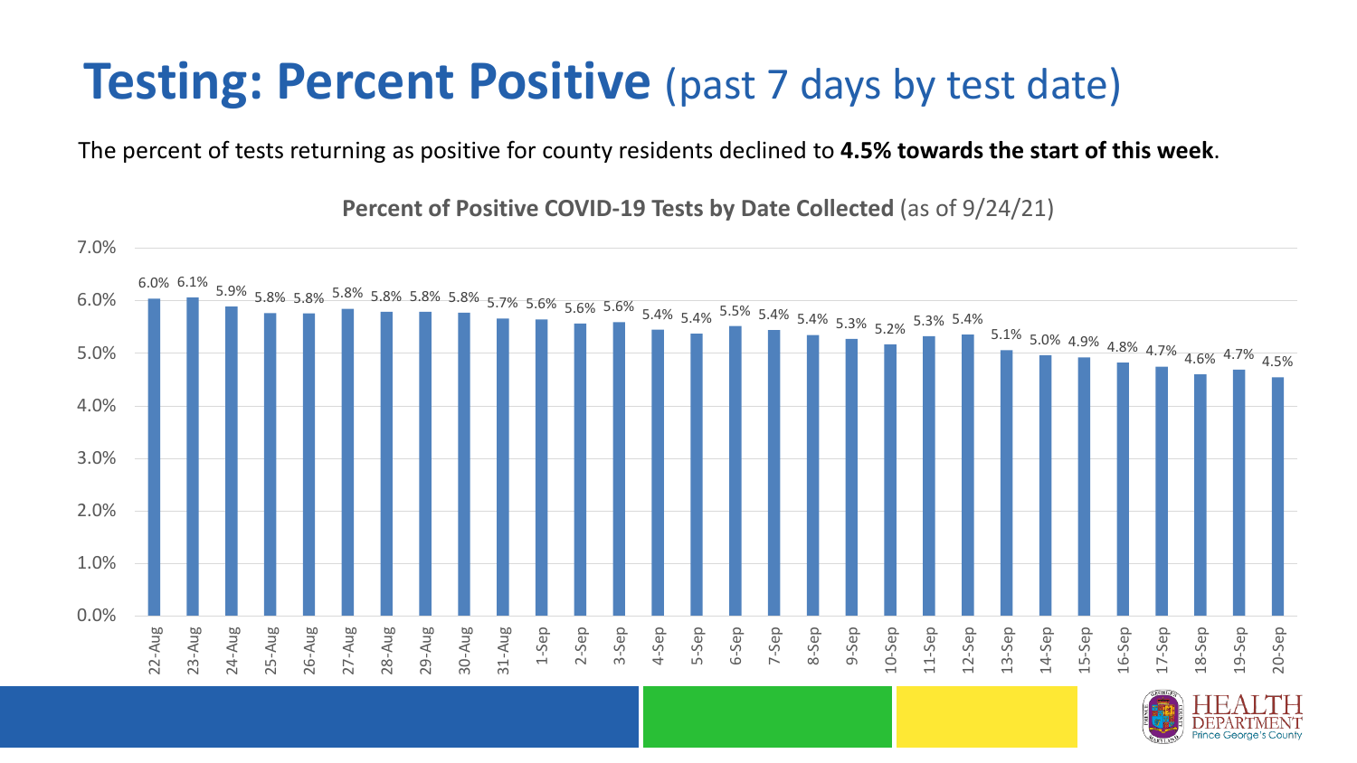# **Testing: Percent Positive** (past 7 days by test date)

The percent of tests returning as positive for county residents declined to **4.5% towards the start of this week**.

**Percent of Positive COVID-19 Tests by Date Collected** (as of 9/24/21)

| Date | Percent Positive |
| --- | --- |
| 22-Aug | 6.0% |
| 23-Aug | 6.1% |
| 24-Aug | 5.9% |
| 25-Aug | 5.8% |
| 26-Aug | 5.8% |
| 27-Aug | 5.8% |
| 28-Aug | 5.8% |
| 29-Aug | 5.8% |
| 30-Aug | 5.8% |
| 31-Aug | 5.7% |
| 1-Sep | 5.6% |
| 2-Sep | 5.6% |
| 3-Sep | 5.6% |
| 4-Sep | 5.4% |
| 5-Sep | 5.4% |
| 6-Sep | 5.5% |
| 7-Sep | 5.4% |
| 8-Sep | 5.4% |
| 9-Sep | 5.3% |
| 10-Sep | 5.2% |
| 11-Sep | 5.3% |
| 12-Sep | 5.4% |
| 13-Sep | 5.1% |
| 14-Sep | 5.0% |
| 15-Sep | 4.9% |
| 16-Sep | 4.8% |
| 17-Sep | 4.7% |
| 18-Sep | 4.6% |
| 19-Sep | 4.7% |
| 20-Sep | 4.5% |

HEALTH DEPARTMENT Prince George's County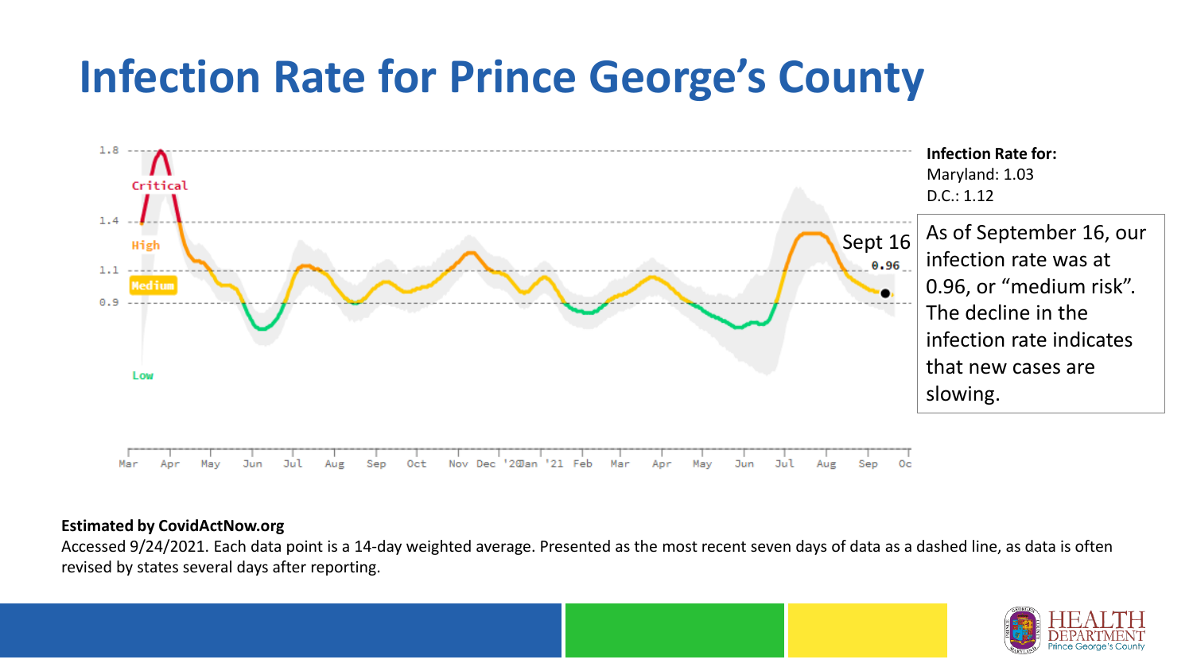# Infection Rate for Prince George's County

**Infection Rate for:**
Maryland: 1.03
D.C.: 1.12

As of September 16, our infection rate was at 0.96, or "medium risk". The decline in the infection rate indicates that new cases are slowing.

**Estimated by CovidActNow.org**

Accessed 9/24/2021. Each data point is a 14-day weighted average. Presented as the most recent seven days of data as a dashed line, as data is often revised by states several days after reporting.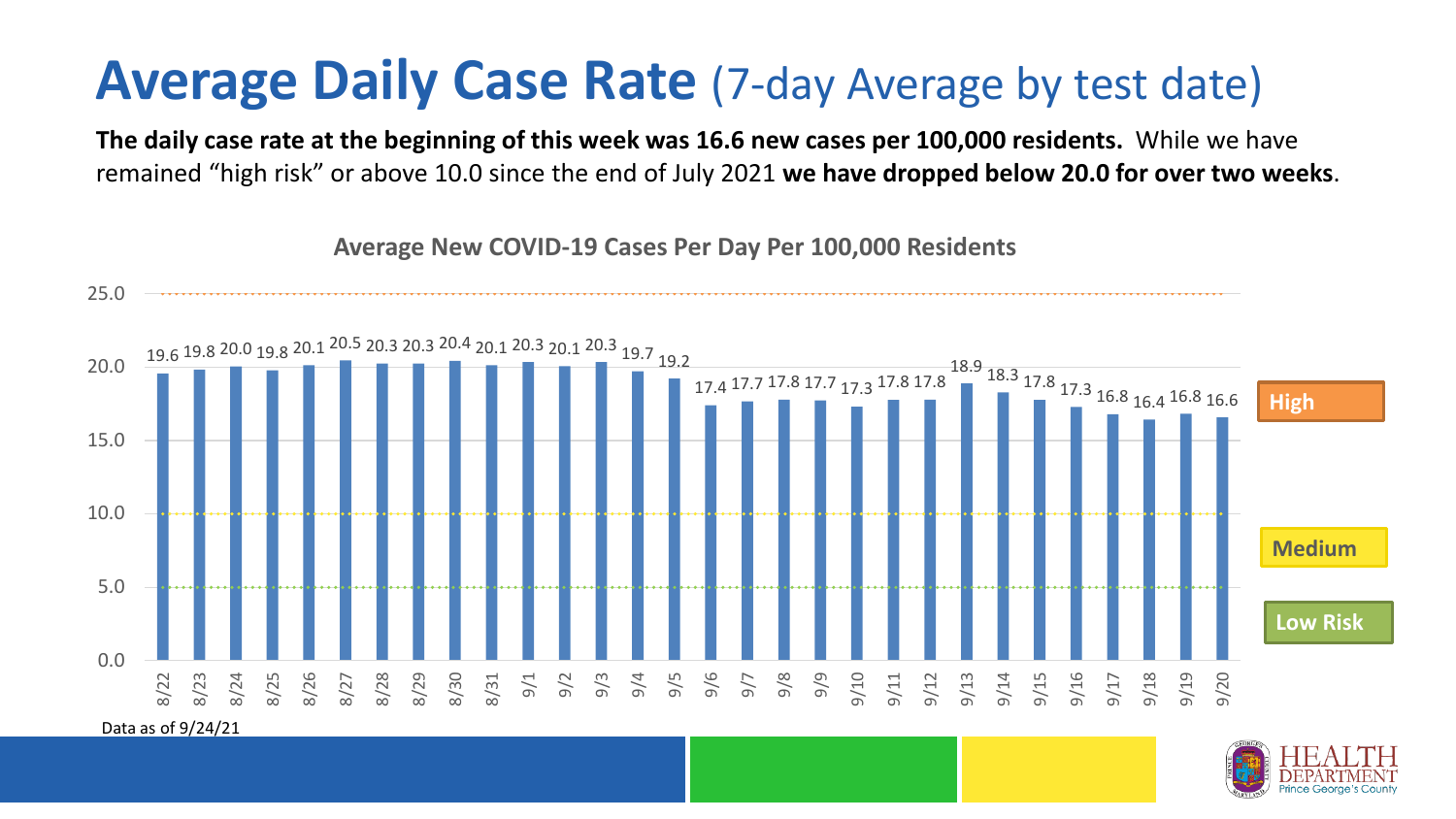# Average Daily Case Rate (7-day Average by test date)

**The daily case rate at the beginning of this week was 16.6 new cases per 100,000 residents.** While we have remained "high risk" or above 10.0 since the end of July 2021 **we have dropped below 20.0 for over two weeks**.

**Average New COVID-19 Cases Per Day Per 100,000 Residents**

| Date | Cases per 100,000 |
|---|---|
| 8/22 | 19.6 |
| 8/23 | 19.8 |
| 8/24 | 20.0 |
| 8/25 | 19.8 |
| 8/26 | 20.1 |
| 8/27 | 20.5 |
| 8/28 | 20.3 |
| 8/29 | 20.3 |
| 8/30 | 20.4 |
| 8/31 | 20.1 |
| 9/1 | 20.3 |
| 9/2 | 20.1 |
| 9/3 | 20.3 |
| 9/4 | 19.7 |
| 9/5 | 19.2 |
| 9/6 | 17.4 |
| 9/7 | 17.7 |
| 9/8 | 17.8 |
| 9/9 | 17.7 |
| 9/10 | 17.3 |
| 9/11 | 17.8 |
| 9/12 | 17.8 |
| 9/13 | 18.9 |
| 9/14 | 18.3 |
| 9/15 | 17.8 |
| 9/16 | 17.3 |
| 9/17 | 16.8 |
| 9/18 | 16.4 |
| 9/19 | 16.8 |
| 9/20 | 16.6 |

High | Medium | Low Risk

Data as of 9/24/21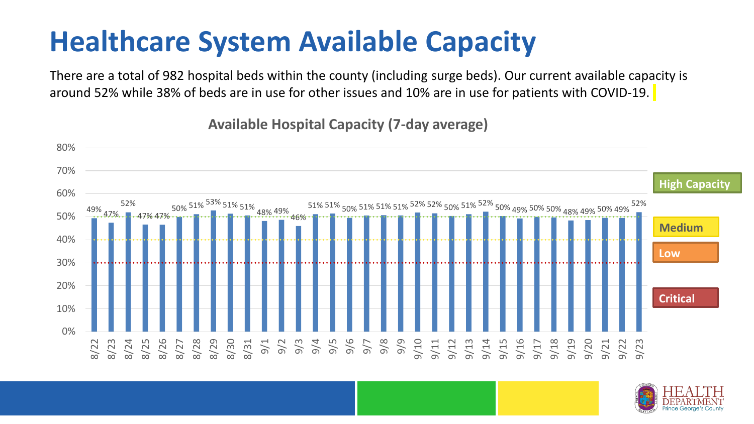# Healthcare System Available Capacity

There are a total of 982 hospital beds within the county (including surge beds). Our current available capacity is around 52% while 38% of beds are in use for other issues and 10% are in use for patients with COVID-19.

**Available Hospital Capacity (7-day average)**

80%
70%
60%
50%
40%
30%
20%
10%
0%

49% 47% 52% 47% 47% 50% 51% 53% 51% 51% 48% 49% 46% 51% 51% 50% 51% 51% 51% 52% 52% 50% 51% 52% 50% 49% 50% 50% 48% 49% 50% 49% 52%

8/22 8/23 8/24 8/25 8/26 8/27 8/28 8/29 8/30 8/31 9/1 9/2 9/3 9/4 9/5 9/6 9/7 9/8 9/9 9/10 9/11 9/12 9/13 9/14 9/15 9/16 9/17 9/18 9/19 9/20 9/21 9/22 9/23

High Capacity

Medium

Low

Critical

HEALTH DEPARTMENT
Prince George's County